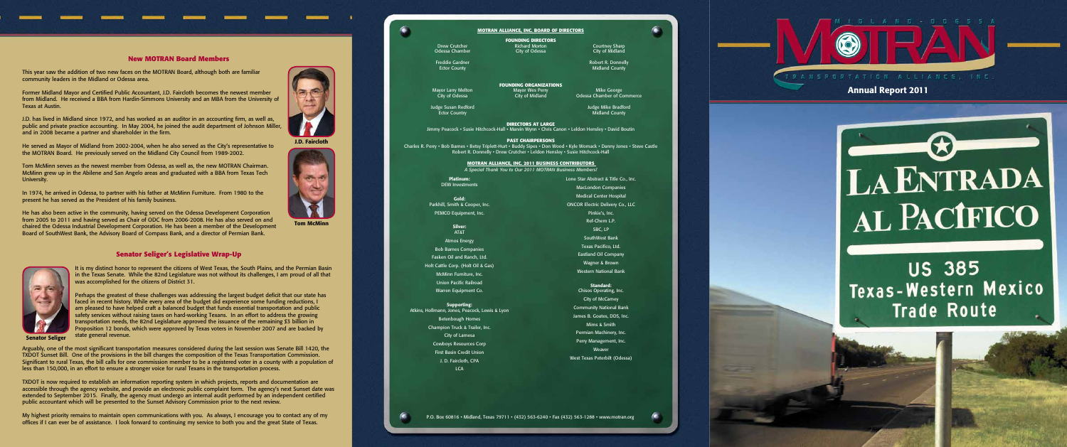## New MOTRAN Board Members

This year saw the addition of two new faces on the MOTRAN Board, although both are familiar community leaders in the Midland or Odessa area.

Former Midland Mayor and Certified Public Accountant, J.D. Faircloth becomes the newest member from Midland. He received a BBA from Hardin-Simmons University and an MBA from the University of Texas at Austin.

J.D. has lived in Midland since 1972, and has worked as an auditor in an accounting firm, as well as, public and private practice accounting. In May 2004, he joined the audit department of Johnson Miller, and in 2008 became a partner and shareholder in the firm.

He served as Mayor of Midland from 2002-2004, when he also served as the City's representative to the MOTRAN Board. He previously served on the Midland City Council from 1989-2002.

J.D. Faircloth

Tom McMinn serves as the newest member from Odessa, as well as, the new MOTRAN Chairman. McMinn grew up in the Abilene and San Angelo areas and graduated with a BBA from Texas Tech University.

In 1974, he arrived in Odessa, to partner with his father at McMinn Furniture. From 1980 to the present he has served as the President of his family business.

He has also been active in the community, having served on the Odessa Development Corporation from 2005 to 2011 and having served as Chair of ODC from 2006-2008. He has also served on and chaired the Odessa Industrial Development Corporation. He has been a member of the Development Board of SouthWest Bank, the Advisory Board of Compass Bank, and a director of Permian Bank.

Tom McMinn

## Senator Seliger's Legislative Wrap-Up

It is my distinct honor to represent the citizens of West Texas, the South Plains, and the Permian Basin in the Texas Senate. While the 82nd Legislature was not without its challenges, I am proud of all that was accomplished for the citizens of District 31.

Perhaps the greatest of these challenges was addressing the largest budget deficit that our state has faced in recent history. While every area of the budget did experience some funding reductions, I am pleased to have helped craft a balanced budget that funds essential transportation and public safety services without raising taxes on hard-working Texans. In an effort to address the growing transportation needs, the 82nd Legislature approved the issuance of the remaining $3 billion in Proposition 12 bonds, which were approved by Texas voters in November 2007 and are backed by state general revenue.

Senator Seliger

Arguably, one of the most significant transportation measures considered during the last session was Senate Bill 1420, the TXDOT Sunset Bill. One of the provisions in the bill changes the composition of the Texas Transportation Commission. Significant to rural Texas, the bill calls for one commission member to be a registered voter in a county with a population of less than 150,000, in an effort to ensure a stronger voice for rural Texans in the transportation process.

TXDOT is now required to establish an information reporting system in which projects, reports and documentation are accessible through the agency website, and provide an electronic public complaint form. The agency's next Sunset date was extended to September 2015. Finally, the agency must undergo an internal audit performed by an independent certified public accountant which will be presented to the Sunset Advisory Commission prior to the next review.

My highest priority remains to maintain open communications with you. As always, I encourage you to contact any of my offices if I can ever be of assistance. I look forward to continuing my service to both you and the great State of Texas.

## MOTRAN ALLIANCE, INC. BOARD OF DIRECTORS

### FOUNDING DIRECTORS

Drew Crutcher, Odessa Chamber
Richard Morton, City of Odessa
Courtney Sharp, City of Midland
Freddie Gardner, Ector County
Robert R. Donnelly, Midland County

### FOUNDING ORGANIZATIONS

Mayor Larry Melton, City of Odessa
Mayor Wes Perry, City of Midland
Mike George, Odessa Chamber of Commerce
Judge Susan Redford, Ector Country
Judge Mike Bradford, Midland County

### DIRECTORS AT LARGE

Jimmy Peacock • Susie Hitchcock-Hall • Marvin Wynn • Chris Canon • Leldon Hensley • David Boutin

### PAST CHAIRPERSONS

Charles R. Perry • Bob Barnes • Betsy Triplett-Hurt • Buddy Sipes • Don Wood • Kyle Womack • Danny Jones • Steve Castle
Robert R. Donnelly • Drew Crutcher • Leldon Hensley • Susie Hitchcock-Hall

## MOTRAN ALLIANCE, INC. 2011 BUSINESS CONTRIBUTORS

*A Special Thank You to Our 2011 MOTRAN Business Members!*

**Platinum:**
DEW Investments

**Gold:**
Parkhill, Smith & Cooper, Inc.
PEMCO Equipment, Inc.

**Silver:**
AT&T
Atmos Energy
Bob Barnes Companies
Fasken Oil and Ranch, Ltd.
Holt Cattle Corp. (Holt Oil & Gas)
McMinn Furniture, Inc.
Union Pacific Railroad
Warren Equipment Co.
Lone Star Abstract & Title Co., Inc.
MacLondon Companies
Medical Center Hospital
ONCOR Electric Delivery Co., LLC
Pinkie's, Inc.
Ref-Chem L.P.
SBC, LP
SouthWest Bank
Texas Pacifico, Ltd.
Eastland Oil Company
Wagner & Brown
Western National Bank

**Supporting:**
Atkins, Hollmann, Jones, Peacock, Lewis & Lyon
Betenbough Homes
Champion Truck & Trailer, Inc.
City of Lamesa
Cowboys Resources Corp
First Basin Credit Union
J. D. Faircloth, CPA
LCA

**Standard:**
Chisos Operating, Inc.
City of McCamey
Community National Bank
James B. Goates, DDS, Inc.
Mims & Smith
Permian Machinery, Inc.
Perry Management, Inc.
Weaver
West Texas Peterbilt (Odessa)

P.O. Box 60816 • Midland, Texas 79711 • (432) 563-6240 • Fax (432) 563-1288 • www.motran.org

# MOTRAN

MIDLAND - ODESSA TRANSPORTATION ALLIANCE, INC.

## Annual Report 2011

# LA ENTRADA AL PACIFICO

## US 385 Texas-Western Mexico Trade Route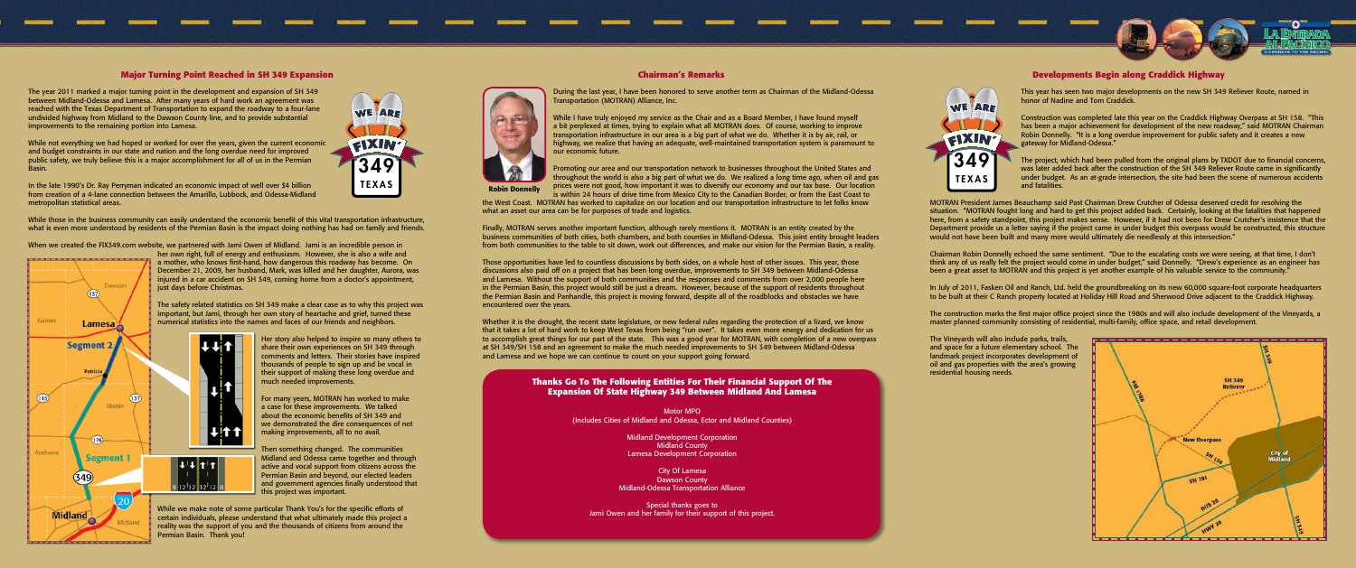## Major Turning Point Reached in SH 349 Expansion

The year 2011 marked a major turning point in the development and expansion of SH 349 between Midland-Odessa and Lamesa. After many years of hard work an agreement was reached with the Texas Department of Transportation to expand the roadway to a four-lane undivided highway from Midland to the Dawson County line, and to provide substantial improvements to the remaining portion into Lamesa.

While not everything we had hoped or worked for over the years, given the current economic and budget constraints in our state and nation and the long overdue need for improved public safety, we truly believe this is a major accomplishment for all of us in the Permian Basin.

In the late 1990's Dr. Ray Perryman indicated an economic impact of well over $4 billion from creation of a 4-lane connection between the Amarillo, Lubbock, and Odessa-Midland metropolitan statistical areas.

While those in the business community can easily understand the economic benefit of this vital transportation infrastructure, what is even more understood by residents of the Permian Basin is the impact doing nothing has had on family and friends.

When we created the FIX349.com website, we partnered with Jami Owen of Midland. Jami is an incredible person in her own right, full of energy and enthusiasm. However, she is also a wife and a mother, who knows first-hand, how dangerous this roadway has become. On December 21, 2009, her husband, Mark, was killed and her daughter, Aurora, was injured in a car accident on SH 349, coming home from a doctor's appointment, just days before Christmas.

The safety related statistics on SH 349 make a clear case as to why this project was important, but Jami, through her own story of heartache and grief, turned these numerical statistics into the names and faces of our friends and neighbors.

Her story also helped to inspire so many others to share their own experiences on SH 349 through comments and letters. Their stories have inspired thousands of people to sign up and be vocal in their support of making these long overdue and much needed improvements.

For many years, MOTRAN has worked to make a case for these improvements. We talked about the economic benefits of SH 349 and we demonstrated the dire consequences of not making improvements, all to no avail.

Then something changed. The communities Midland and Odessa came together and through active and vocal support from citizens across the Permian Basin and beyond, our elected leaders and government agencies finally understood that this project was important.

While we make note of some particular Thank You's for the specific efforts of certain individuals, please understand that what ultimately made this project a reality was the support of you and the thousands of citizens from around the Permian Basin. Thank you!

## Chairman's Remarks

Robin Donnelly

During the last year, I have been honored to serve another term as Chairman of the Midland-Odessa Transportation (MOTRAN) Alliance, Inc.

While I have truly enjoyed my service as the Chair and as a Board Member, I have found myself a bit perplexed at times, trying to explain what all MOTRAN does. Of course, working to improve transportation infrastructure in our area is a big part of what we do. Whether it is by air, rail, or highway, we realize that having an adequate, well-maintained transportation system is paramount to our economic future.

Promoting our area and our transportation network to businesses throughout the United States and throughout the world is also a big part of what we do. We realized a long time ago, when oil and gas prices were not good, how important it was to diversify our economy and our tax base. Our location is within 24 hours of drive time from Mexico City to the Canadian Border, or from the East Coast to the West Coast. MOTRAN has worked to capitalize on our location and our transportation infrastructure to let folks know what an asset our area can be for purposes of trade and logistics.

Finally, MOTRAN serves another important function, although rarely mentions it. MOTRAN is an entity created by the business communities of both cities, both chambers, and both counties in Midland-Odessa. This joint entity brought leaders from both communities to the table to sit down, work out differences, and make our vision for the Permian Basin, a reality.

Those opportunities have led to countless discussions by both sides, on a whole host of other issues. This year, those discussions also paid off on a project that has been long overdue, improvements to SH 349 between Midland-Odessa and Lamesa. Without the support of both communities and the responses and comments from over 2,000 people here in the Permian Basin, this project would still be just a dream. However, because of the support of residents throughout the Permian Basin and Panhandle, this project is moving forward, despite all of the roadblocks and obstacles we have encountered over the years.

Whether it is the drought, the recent state legislature, or new federal rules regarding the protection of a lizard, we know that it takes a lot of hard work to keep West Texas from being "run over". It takes even more energy and dedication for us to accomplish great things for our part of the state. This was a good year for MOTRAN, with completion of a new overpass at SH 349/SH 158 and an agreement to make the much needed improvements to SH 349 between Midland-Odessa and Lamesa and we hope we can continue to count on your support going forward.

### Thanks Go To The Following Entities For Their Financial Support Of The Expansion Of State Highway 349 Between Midland And Lamesa

Motor MPO
(Includes Cities of Midland and Odessa, Ector and Midland Counties)

Midland Development Corporation
Midland County
Lamesa Development Corporation

City Of Lamesa
Dawson County
Midland-Odessa Transportation Alliance

Special thanks goes to
Jami Owen and her family for their support of this project.

## Developments Begin along Craddick Highway

This year has seen two major developments on the new SH 349 Reliever Route, named in honor of Nadine and Tom Craddick.

Construction was completed late this year on the Craddick Highway Overpass at SH 158. "This has been a major achievement for development of the new roadway," said MOTRAN Chairman Robin Donnelly. "It is a long overdue improvement for public safety and it creates a new gateway for Midland-Odessa."

The project, which had been pulled from the original plans by TXDOT due to financial concerns, was later added back after the construction of the SH 349 Reliever Route came in significantly under budget. As an at-grade intersection, the site had been the scene of numerous accidents and fatalities.

MOTRAN President James Beauchamp said Past Chairman Drew Crutcher of Odessa deserved credit for resolving the situation. "MOTRAN fought long and hard to get this project added back. Certainly, looking at the fatalities that happened here, from a safety standpoint, this project makes sense. However, if it had not been for Drew Crutcher's insistence that the Department provide us a letter saying if the project came in under budget this overpass would be constructed, this structure would not have been built and many more would ultimately die needlessly at this intersection."

Chairman Robin Donnelly echoed the same sentiment. "Due to the escalating costs we were seeing, at that time, I don't think any of us really felt the project would come in under budget," said Donnelly. "Drew's experience as an engineer has been a great asset to MOTRAN and this project is yet another example of his valuable service to the community."

In July of 2011, Fasken Oil and Ranch, Ltd. held the groundbreaking on its new 60,000 square-foot corporate headquarters to be built at their C Ranch property located at Holiday Hill Road and Sherwood Drive adjacent to the Craddick Highway.

The construction marks the first major office project since the 1980s and will also include development of the Vineyards, a master planned community consisting of residential, multi-family, office space, and retail development.

The Vineyards will also include parks, trails, and space for a future elementary school. The landmark project incorporates development of oil and gas properties with the area's growing residential housing needs.